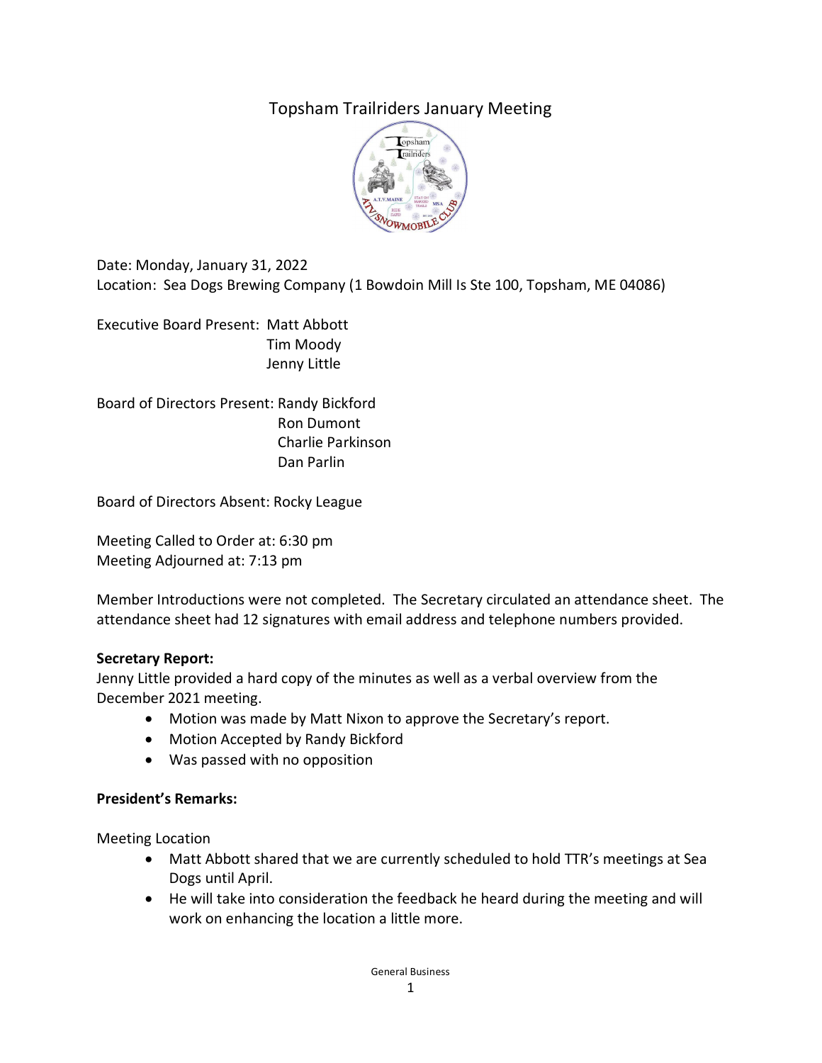# Topsham Trailriders January Meeting

Date: Monday, January 31, 2022
Location: Sea Dogs Brewing Company (1 Bowdoin Mill Is Ste 100, Topsham, ME 04086)

Executive Board Present: Matt Abbott
Tim Moody
Jenny Little

Board of Directors Present: Randy Bickford
Ron Dumont
Charlie Parkinson
Dan Parlin

Board of Directors Absent: Rocky League

Meeting Called to Order at: 6:30 pm
Meeting Adjourned at: 7:13 pm

Member Introductions were not completed. The Secretary circulated an attendance sheet. The attendance sheet had 12 signatures with email address and telephone numbers provided.

**Secretary Report:**
Jenny Little provided a hard copy of the minutes as well as a verbal overview from the December 2021 meeting.

- Motion was made by Matt Nixon to approve the Secretary's report.
- Motion Accepted by Randy Bickford
- Was passed with no opposition

**President's Remarks:**

Meeting Location

- Matt Abbott shared that we are currently scheduled to hold TTR's meetings at Sea Dogs until April.
- He will take into consideration the feedback he heard during the meeting and will work on enhancing the location a little more.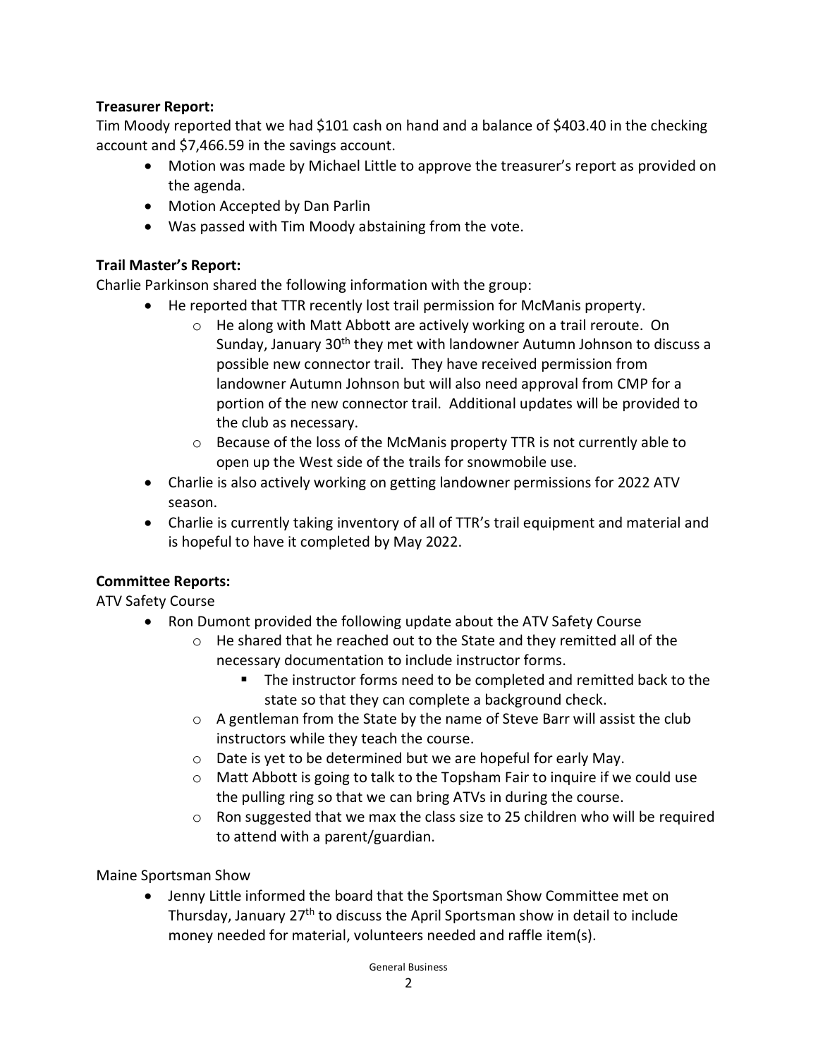**Treasurer Report:**

Tim Moody reported that we had $101 cash on hand and a balance of $403.40 in the checking account and $7,466.59 in the savings account.

- Motion was made by Michael Little to approve the treasurer's report as provided on the agenda.
- Motion Accepted by Dan Parlin
- Was passed with Tim Moody abstaining from the vote.

**Trail Master's Report:**

Charlie Parkinson shared the following information with the group:

- He reported that TTR recently lost trail permission for McManis property.
  - He along with Matt Abbott are actively working on a trail reroute. On Sunday, January 30th they met with landowner Autumn Johnson to discuss a possible new connector trail. They have received permission from landowner Autumn Johnson but will also need approval from CMP for a portion of the new connector trail. Additional updates will be provided to the club as necessary.
  - Because of the loss of the McManis property TTR is not currently able to open up the West side of the trails for snowmobile use.
- Charlie is also actively working on getting landowner permissions for 2022 ATV season.
- Charlie is currently taking inventory of all of TTR's trail equipment and material and is hopeful to have it completed by May 2022.

**Committee Reports:**

ATV Safety Course

- Ron Dumont provided the following update about the ATV Safety Course
  - He shared that he reached out to the State and they remitted all of the necessary documentation to include instructor forms.
    - The instructor forms need to be completed and remitted back to the state so that they can complete a background check.
  - A gentleman from the State by the name of Steve Barr will assist the club instructors while they teach the course.
  - Date is yet to be determined but we are hopeful for early May.
  - Matt Abbott is going to talk to the Topsham Fair to inquire if we could use the pulling ring so that we can bring ATVs in during the course.
  - Ron suggested that we max the class size to 25 children who will be required to attend with a parent/guardian.

Maine Sportsman Show

- Jenny Little informed the board that the Sportsman Show Committee met on Thursday, January 27th to discuss the April Sportsman show in detail to include money needed for material, volunteers needed and raffle item(s).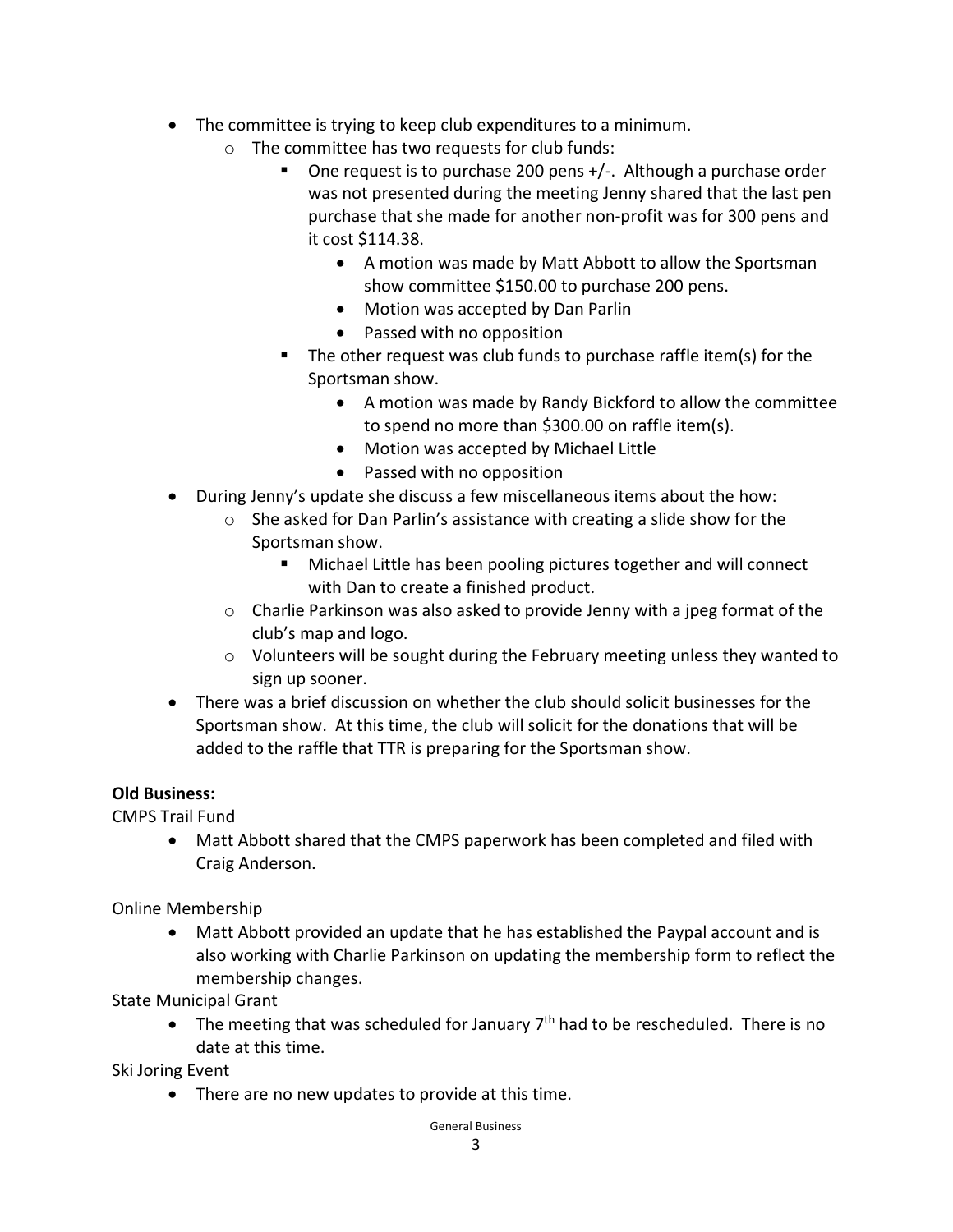- The committee is trying to keep club expenditures to a minimum.
  - The committee has two requests for club funds:
    - One request is to purchase 200 pens +/-. Although a purchase order was not presented during the meeting Jenny shared that the last pen purchase that she made for another non-profit was for 300 pens and it cost $114.38.
      - A motion was made by Matt Abbott to allow the Sportsman show committee $150.00 to purchase 200 pens.
      - Motion was accepted by Dan Parlin
      - Passed with no opposition
    - The other request was club funds to purchase raffle item(s) for the Sportsman show.
      - A motion was made by Randy Bickford to allow the committee to spend no more than $300.00 on raffle item(s).
      - Motion was accepted by Michael Little
      - Passed with no opposition
- During Jenny's update she discuss a few miscellaneous items about the how:
  - She asked for Dan Parlin's assistance with creating a slide show for the Sportsman show.
    - Michael Little has been pooling pictures together and will connect with Dan to create a finished product.
  - Charlie Parkinson was also asked to provide Jenny with a jpeg format of the club's map and logo.
  - Volunteers will be sought during the February meeting unless they wanted to sign up sooner.
- There was a brief discussion on whether the club should solicit businesses for the Sportsman show. At this time, the club will solicit for the donations that will be added to the raffle that TTR is preparing for the Sportsman show.

**Old Business:**

CMPS Trail Fund

- Matt Abbott shared that the CMPS paperwork has been completed and filed with Craig Anderson.

Online Membership

- Matt Abbott provided an update that he has established the Paypal account and is also working with Charlie Parkinson on updating the membership form to reflect the membership changes.

State Municipal Grant

- The meeting that was scheduled for January 7th had to be rescheduled. There is no date at this time.

Ski Joring Event

- There are no new updates to provide at this time.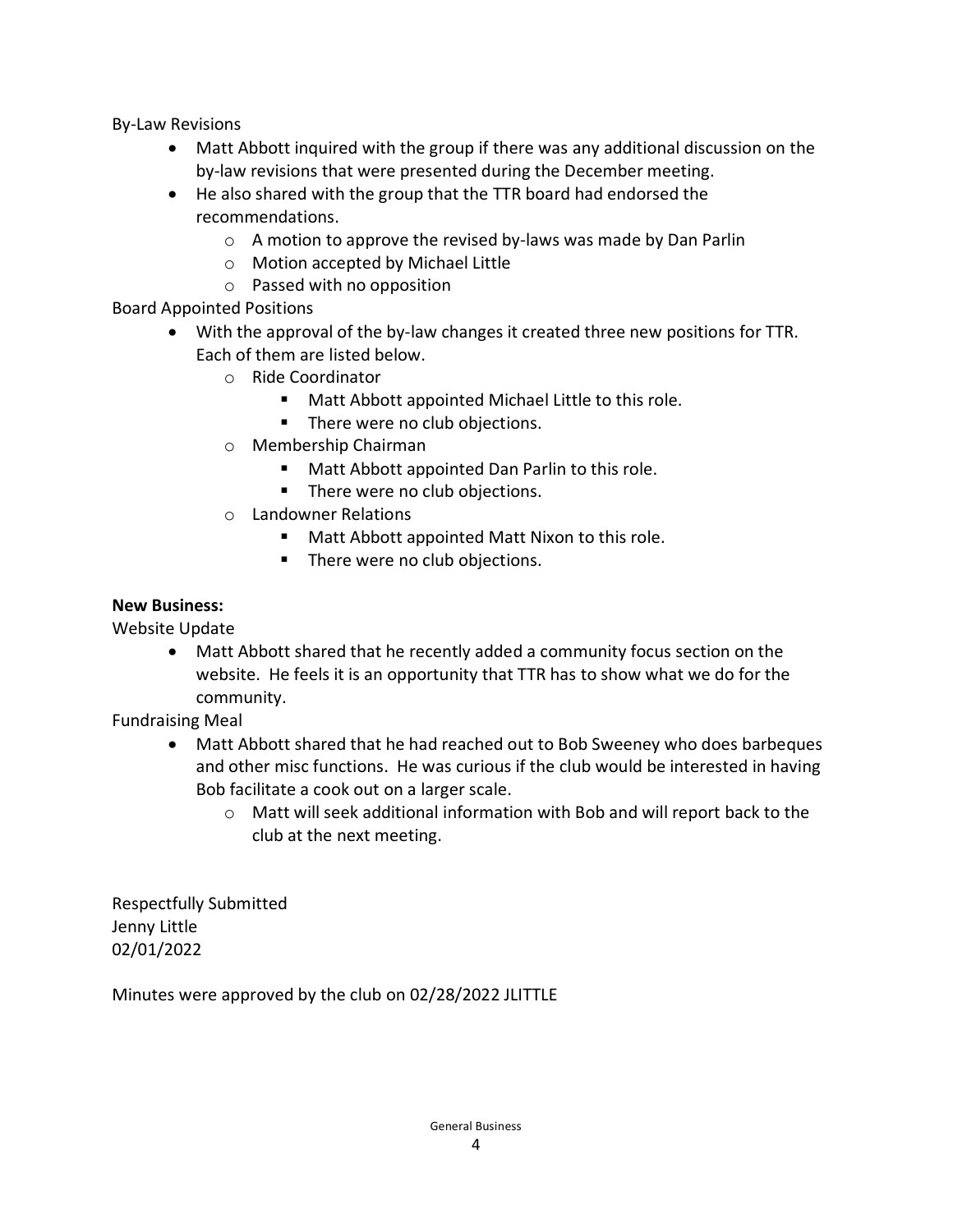By-Law Revisions

- Matt Abbott inquired with the group if there was any additional discussion on the by-law revisions that were presented during the December meeting.
- He also shared with the group that the TTR board had endorsed the recommendations.
  - A motion to approve the revised by-laws was made by Dan Parlin
  - Motion accepted by Michael Little
  - Passed with no opposition

Board Appointed Positions

- With the approval of the by-law changes it created three new positions for TTR. Each of them are listed below.
  - Ride Coordinator
    - Matt Abbott appointed Michael Little to this role.
    - There were no club objections.
  - Membership Chairman
    - Matt Abbott appointed Dan Parlin to this role.
    - There were no club objections.
  - Landowner Relations
    - Matt Abbott appointed Matt Nixon to this role.
    - There were no club objections.

**New Business:**

Website Update

- Matt Abbott shared that he recently added a community focus section on the website. He feels it is an opportunity that TTR has to show what we do for the community.

Fundraising Meal

- Matt Abbott shared that he had reached out to Bob Sweeney who does barbeques and other misc functions. He was curious if the club would be interested in having Bob facilitate a cook out on a larger scale.
  - Matt will seek additional information with Bob and will report back to the club at the next meeting.

Respectfully Submitted
Jenny Little
02/01/2022

Minutes were approved by the club on 02/28/2022 JLITTLE